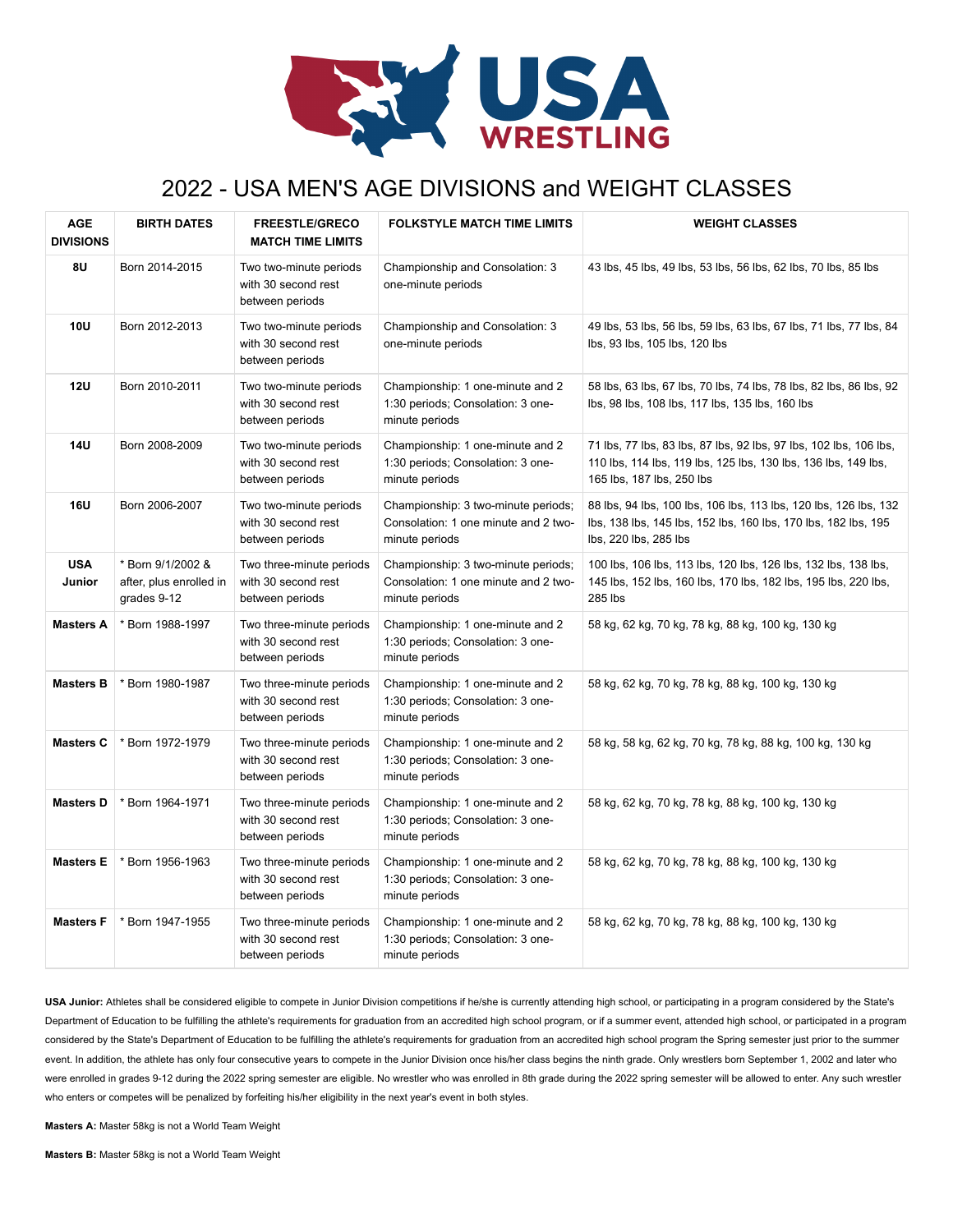# 2022 - USA MEN'S AGE DIVISIONS and WEIGHT CLASSES

| AGE DIVISIONS | BIRTH DATES | FREESTYLE/GRECO MATCH TIME LIMITS | FOLKSTYLE MATCH TIME LIMITS | WEIGHT CLASSES |
|---|---|---|---|---|
| **8U** | Born 2014-2015 | Two two-minute periods with 30 second rest between periods | Championship and Consolation: 3 one-minute periods | 43 lbs, 45 lbs, 49 lbs, 53 lbs, 56 lbs, 62 lbs, 70 lbs, 85 lbs |
| **10U** | Born 2012-2013 | Two two-minute periods with 30 second rest between periods | Championship and Consolation: 3 one-minute periods | 49 lbs, 53 lbs, 56 lbs, 59 lbs, 63 lbs, 67 lbs, 71 lbs, 77 lbs, 84 lbs, 93 lbs, 105 lbs, 120 lbs |
| **12U** | Born 2010-2011 | Two two-minute periods with 30 second rest between periods | Championship: 1 one-minute and 2 1:30 periods; Consolation: 3 one-minute periods | 58 lbs, 63 lbs, 67 lbs, 70 lbs, 74 lbs, 78 lbs, 82 lbs, 86 lbs, 92 lbs, 98 lbs, 108 lbs, 117 lbs, 135 lbs, 160 lbs |
| **14U** | Born 2008-2009 | Two two-minute periods with 30 second rest between periods | Championship: 1 one-minute and 2 1:30 periods; Consolation: 3 one-minute periods | 71 lbs, 77 lbs, 83 lbs, 87 lbs, 92 lbs, 97 lbs, 102 lbs, 106 lbs, 110 lbs, 114 lbs, 119 lbs, 125 lbs, 130 lbs, 136 lbs, 149 lbs, 165 lbs, 187 lbs, 250 lbs |
| **16U** | Born 2006-2007 | Two two-minute periods with 30 second rest between periods | Championship: 3 two-minute periods; Consolation: 1 one minute and 2 two-minute periods | 88 lbs, 94 lbs, 100 lbs, 106 lbs, 113 lbs, 120 lbs, 126 lbs, 132 lbs, 138 lbs, 145 lbs, 152 lbs, 160 lbs, 170 lbs, 182 lbs, 195 lbs, 220 lbs, 285 lbs |
| **USA Junior** | * Born 9/1/2002 & after, plus enrolled in grades 9-12 | Two three-minute periods with 30 second rest between periods | Championship: 3 two-minute periods; Consolation: 1 one minute and 2 two-minute periods | 100 lbs, 106 lbs, 113 lbs, 120 lbs, 126 lbs, 132 lbs, 138 lbs, 145 lbs, 152 lbs, 160 lbs, 170 lbs, 182 lbs, 195 lbs, 220 lbs, 285 lbs |
| **Masters A** | * Born 1988-1997 | Two three-minute periods with 30 second rest between periods | Championship: 1 one-minute and 2 1:30 periods; Consolation: 3 one-minute periods | 58 kg, 62 kg, 70 kg, 78 kg, 88 kg, 100 kg, 130 kg |
| **Masters B** | * Born 1980-1987 | Two three-minute periods with 30 second rest between periods | Championship: 1 one-minute and 2 1:30 periods; Consolation: 3 one-minute periods | 58 kg, 62 kg, 70 kg, 78 kg, 88 kg, 100 kg, 130 kg |
| **Masters C** | * Born 1972-1979 | Two three-minute periods with 30 second rest between periods | Championship: 1 one-minute and 2 1:30 periods; Consolation: 3 one-minute periods | 58 kg, 58 kg, 62 kg, 70 kg, 78 kg, 88 kg, 100 kg, 130 kg |
| **Masters D** | * Born 1964-1971 | Two three-minute periods with 30 second rest between periods | Championship: 1 one-minute and 2 1:30 periods; Consolation: 3 one-minute periods | 58 kg, 62 kg, 70 kg, 78 kg, 88 kg, 100 kg, 130 kg |
| **Masters E** | * Born 1956-1963 | Two three-minute periods with 30 second rest between periods | Championship: 1 one-minute and 2 1:30 periods; Consolation: 3 one-minute periods | 58 kg, 62 kg, 70 kg, 78 kg, 88 kg, 100 kg, 130 kg |
| **Masters F** | * Born 1947-1955 | Two three-minute periods with 30 second rest between periods | Championship: 1 one-minute and 2 1:30 periods; Consolation: 3 one-minute periods | 58 kg, 62 kg, 70 kg, 78 kg, 88 kg, 100 kg, 130 kg |

**USA Junior:** Athletes shall be considered eligible to compete in Junior Division competitions if he/she is currently attending high school, or participating in a program considered by the State's Department of Education to be fulfilling the athlete's requirements for graduation from an accredited high school program, or if a summer event, attended high school, or participated in a program considered by the State's Department of Education to be fulfilling the athlete's requirements for graduation from an accredited high school program the Spring semester just prior to the summer event. In addition, the athlete has only four consecutive years to compete in the Junior Division once his/her class begins the ninth grade. Only wrestlers born September 1, 2002 and later who were enrolled in grades 9-12 during the 2022 spring semester are eligible. No wrestler who was enrolled in 8th grade during the 2022 spring semester will be allowed to enter. Any such wrestler who enters or competes will be penalized by forfeiting his/her eligibility in the next year's event in both styles.

**Masters A:** Master 58kg is not a World Team Weight

**Masters B:** Master 58kg is not a World Team Weight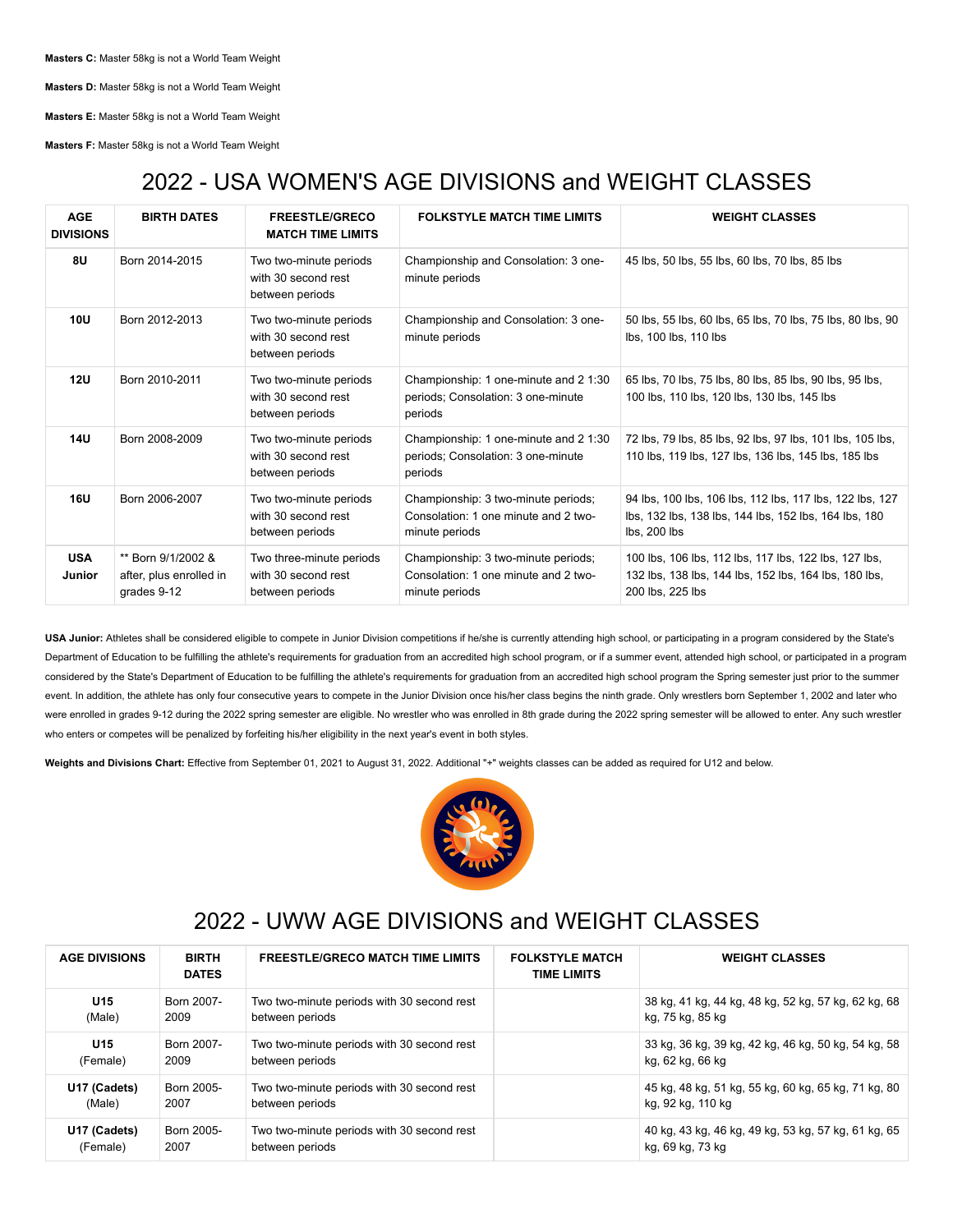**Masters C:** Master 58kg is not a World Team Weight

**Masters D:** Master 58kg is not a World Team Weight

**Masters E:** Master 58kg is not a World Team Weight

**Masters F:** Master 58kg is not a World Team Weight

# 2022 - USA WOMEN'S AGE DIVISIONS and WEIGHT CLASSES

| AGE DIVISIONS | BIRTH DATES | FREESTYLE/GRECO MATCH TIME LIMITS | FOLKSTYLE MATCH TIME LIMITS | WEIGHT CLASSES |
|---|---|---|---|---|
| **8U** | Born 2014-2015 | Two two-minute periods with 30 second rest between periods | Championship and Consolation: 3 one-minute periods | 45 lbs, 50 lbs, 55 lbs, 60 lbs, 70 lbs, 85 lbs |
| **10U** | Born 2012-2013 | Two two-minute periods with 30 second rest between periods | Championship and Consolation: 3 one-minute periods | 50 lbs, 55 lbs, 60 lbs, 65 lbs, 70 lbs, 75 lbs, 80 lbs, 90 lbs, 100 lbs, 110 lbs |
| **12U** | Born 2010-2011 | Two two-minute periods with 30 second rest between periods | Championship: 1 one-minute and 2 1:30 periods; Consolation: 3 one-minute periods | 65 lbs, 70 lbs, 75 lbs, 80 lbs, 85 lbs, 90 lbs, 95 lbs, 100 lbs, 110 lbs, 120 lbs, 130 lbs, 145 lbs |
| **14U** | Born 2008-2009 | Two two-minute periods with 30 second rest between periods | Championship: 1 one-minute and 2 1:30 periods; Consolation: 3 one-minute periods | 72 lbs, 79 lbs, 85 lbs, 92 lbs, 97 lbs, 101 lbs, 105 lbs, 110 lbs, 119 lbs, 127 lbs, 136 lbs, 145 lbs, 185 lbs |
| **16U** | Born 2006-2007 | Two two-minute periods with 30 second rest between periods | Championship: 3 two-minute periods; Consolation: 1 one minute and 2 two-minute periods | 94 lbs, 100 lbs, 106 lbs, 112 lbs, 117 lbs, 122 lbs, 127 lbs, 132 lbs, 138 lbs, 144 lbs, 152 lbs, 164 lbs, 180 lbs, 200 lbs |
| **USA Junior** | ** Born 9/1/2002 & after, plus enrolled in grades 9-12 | Two three-minute periods with 30 second rest between periods | Championship: 3 two-minute periods; Consolation: 1 one minute and 2 two-minute periods | 100 lbs, 106 lbs, 112 lbs, 117 lbs, 122 lbs, 127 lbs, 132 lbs, 138 lbs, 144 lbs, 152 lbs, 164 lbs, 180 lbs, 200 lbs, 225 lbs |

**USA Junior:** Athletes shall be considered eligible to compete in Junior Division competitions if he/she is currently attending high school, or participating in a program considered by the State's Department of Education to be fulfilling the athlete's requirements for graduation from an accredited high school program, or if a summer event, attended high school, or participated in a program considered by the State's Department of Education to be fulfilling the athlete's requirements for graduation from an accredited high school program the Spring semester just prior to the summer event. In addition, the athlete has only four consecutive years to compete in the Junior Division once his/her class begins the ninth grade. Only wrestlers born September 1, 2002 and later who were enrolled in grades 9-12 during the 2022 spring semester are eligible. No wrestler who was enrolled in 8th grade during the 2022 spring semester will be allowed to enter. Any such wrestler who enters or competes will be penalized by forfeiting his/her eligibility in the next year's event in both styles.

**Weights and Divisions Chart:** Effective from September 01, 2021 to August 31, 2022. Additional "+" weights classes can be added as required for U12 and below.

# 2022 - UWW AGE DIVISIONS and WEIGHT CLASSES

| AGE DIVISIONS | BIRTH DATES | FREESTYLE/GRECO MATCH TIME LIMITS | FOLKSTYLE MATCH TIME LIMITS | WEIGHT CLASSES |
|---|---|---|---|---|
| **U15** (Male) | Born 2007-2009 | Two two-minute periods with 30 second rest between periods | | 38 kg, 41 kg, 44 kg, 48 kg, 52 kg, 57 kg, 62 kg, 68 kg, 75 kg, 85 kg |
| **U15** (Female) | Born 2007-2009 | Two two-minute periods with 30 second rest between periods | | 33 kg, 36 kg, 39 kg, 42 kg, 46 kg, 50 kg, 54 kg, 58 kg, 62 kg, 66 kg |
| **U17 (Cadets)** (Male) | Born 2005-2007 | Two two-minute periods with 30 second rest between periods | | 45 kg, 48 kg, 51 kg, 55 kg, 60 kg, 65 kg, 71 kg, 80 kg, 92 kg, 110 kg |
| **U17 (Cadets)** (Female) | Born 2005-2007 | Two two-minute periods with 30 second rest between periods | | 40 kg, 43 kg, 46 kg, 49 kg, 53 kg, 57 kg, 61 kg, 65 kg, 69 kg, 73 kg |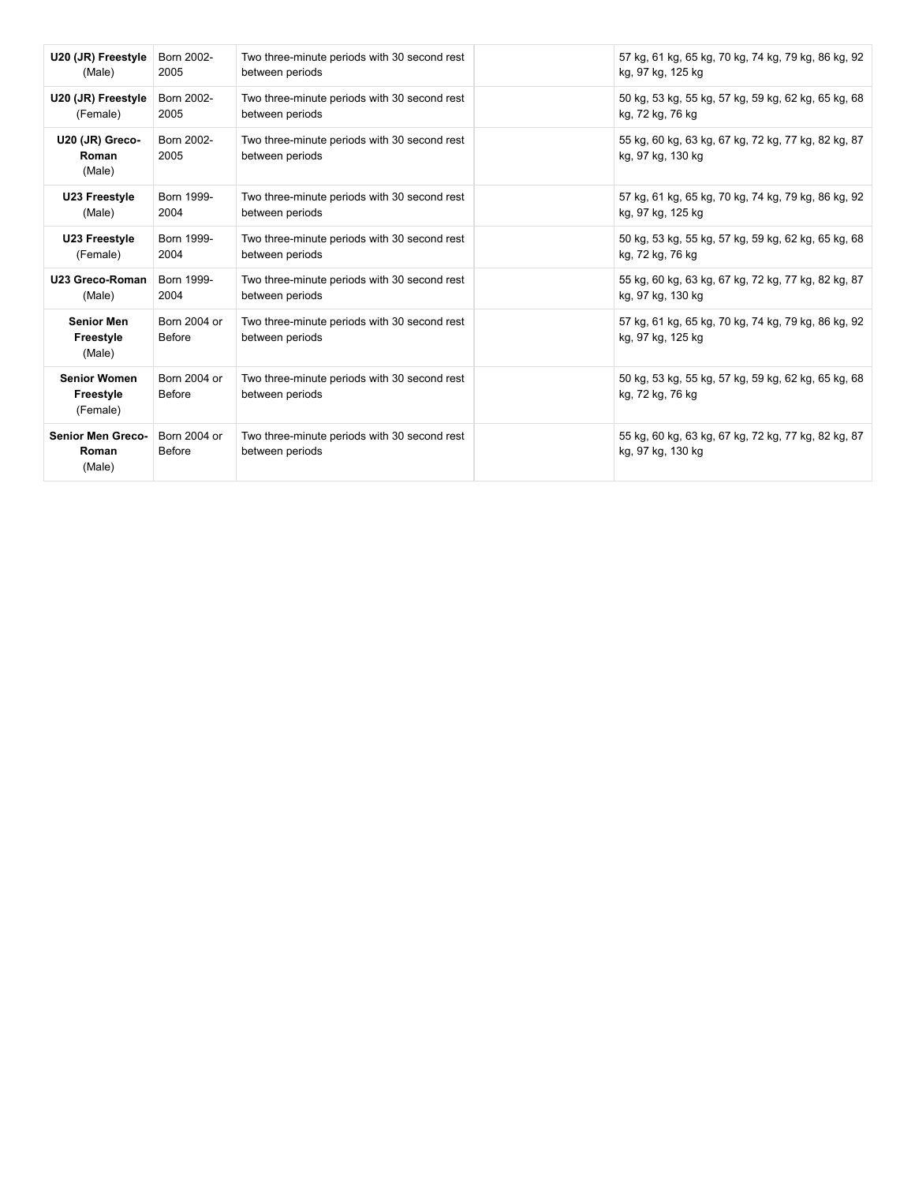| | | | | |
|---|---|---|---|---|
| **U20 (JR) Freestyle** (Male) | Born 2002-2005 | Two three-minute periods with 30 second rest between periods | | 57 kg, 61 kg, 65 kg, 70 kg, 74 kg, 79 kg, 86 kg, 92 kg, 97 kg, 125 kg |
| **U20 (JR) Freestyle** (Female) | Born 2002-2005 | Two three-minute periods with 30 second rest between periods | | 50 kg, 53 kg, 55 kg, 57 kg, 59 kg, 62 kg, 65 kg, 68 kg, 72 kg, 76 kg |
| **U20 (JR) Greco-Roman** (Male) | Born 2002-2005 | Two three-minute periods with 30 second rest between periods | | 55 kg, 60 kg, 63 kg, 67 kg, 72 kg, 77 kg, 82 kg, 87 kg, 97 kg, 130 kg |
| **U23 Freestyle** (Male) | Born 1999-2004 | Two three-minute periods with 30 second rest between periods | | 57 kg, 61 kg, 65 kg, 70 kg, 74 kg, 79 kg, 86 kg, 92 kg, 97 kg, 125 kg |
| **U23 Freestyle** (Female) | Born 1999-2004 | Two three-minute periods with 30 second rest between periods | | 50 kg, 53 kg, 55 kg, 57 kg, 59 kg, 62 kg, 65 kg, 68 kg, 72 kg, 76 kg |
| **U23 Greco-Roman** (Male) | Born 1999-2004 | Two three-minute periods with 30 second rest between periods | | 55 kg, 60 kg, 63 kg, 67 kg, 72 kg, 77 kg, 82 kg, 87 kg, 97 kg, 130 kg |
| **Senior Men Freestyle** (Male) | Born 2004 or Before | Two three-minute periods with 30 second rest between periods | | 57 kg, 61 kg, 65 kg, 70 kg, 74 kg, 79 kg, 86 kg, 92 kg, 97 kg, 125 kg |
| **Senior Women Freestyle** (Female) | Born 2004 or Before | Two three-minute periods with 30 second rest between periods | | 50 kg, 53 kg, 55 kg, 57 kg, 59 kg, 62 kg, 65 kg, 68 kg, 72 kg, 76 kg |
| **Senior Men Greco-Roman** (Male) | Born 2004 or Before | Two three-minute periods with 30 second rest between periods | | 55 kg, 60 kg, 63 kg, 67 kg, 72 kg, 77 kg, 82 kg, 87 kg, 97 kg, 130 kg |